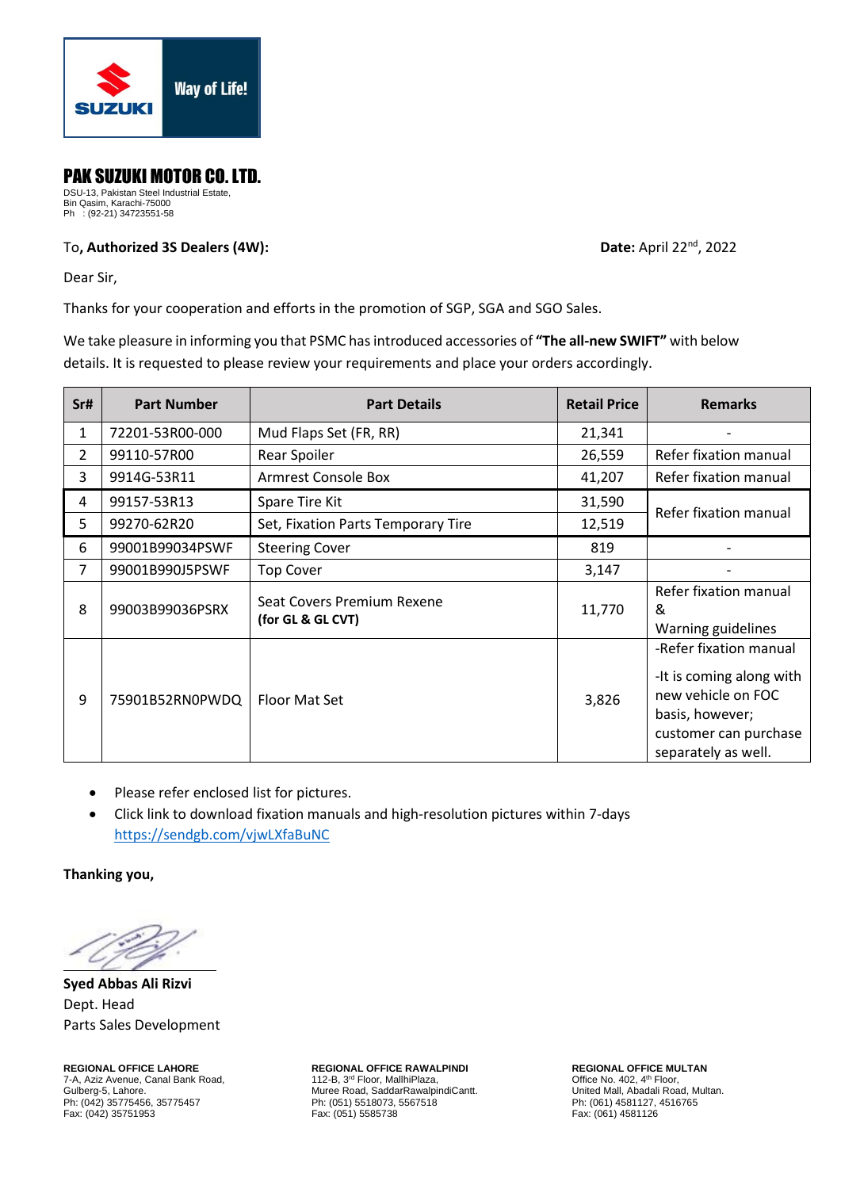# PAK SUZUKI MOTOR CO. LTD.

DSU-13, Pakistan Steel Industrial Estate,
Bin Qasim, Karachi-75000
Ph : (92-21) 34723551-58

To**, Authorized 3S Dealers (4W):** **Date:** April 22nd, 2022

Dear Sir,

Thanks for your cooperation and efforts in the promotion of SGP, SGA and SGO Sales.

We take pleasure in informing you that PSMC has introduced accessories of **"The all-new SWIFT"** with below details. It is requested to please review your requirements and place your orders accordingly.

| Sr# | Part Number | Part Details | Retail Price | Remarks |
|---|---|---|---|---|
| 1 | 72201-53R00-000 | Mud Flaps Set (FR, RR) | 21,341 | - |
| 2 | 99110-57R00 | Rear Spoiler | 26,559 | Refer fixation manual |
| 3 | 9914G-53R11 | Armrest Console Box | 41,207 | Refer fixation manual |
| 4 | 99157-53R13 | Spare Tire Kit | 31,590 | Refer fixation manual |
| 5 | 99270-62R20 | Set, Fixation Parts Temporary Tire | 12,519 | |
| 6 | 99001B99034PSWF | Steering Cover | 819 | - |
| 7 | 99001B990J5PSWF | Top Cover | 3,147 | - |
| 8 | 99003B99036PSRX | Seat Covers Premium Rexene **(for GL & GL CVT)** | 11,770 | Refer fixation manual & Warning guidelines |
| 9 | 75901B52RN0PWDQ | Floor Mat Set | 3,826 | -Refer fixation manual<br>-It is coming along with new vehicle on FOC basis, however; customer can purchase separately as well. |

- Please refer enclosed list for pictures.
- Click link to download fixation manuals and high-resolution pictures within 7-days [https://sendgb.com/vjwLXfaBuNC](https://sendgb.com/vjwLXfaBuNC)

**Thanking you,**

**Syed Abbas Ali Rizvi**
Dept. Head
Parts Sales Development

**REGIONAL OFFICE LAHORE**
7-A, Aziz Avenue, Canal Bank Road,
Gulberg-5, Lahore.
Ph: (042) 35775456, 35775457
Fax: (042) 35751953

**REGIONAL OFFICE RAWALPINDI**
112-B, 3rd Floor, MallhiPlaza,
Muree Road, SaddarRawalpindiCantt.
Ph: (051) 5518073, 5567518
Fax: (051) 5585738

**REGIONAL OFFICE MULTAN**
Office No. 402, 4th Floor,
United Mall, Abadali Road, Multan.
Ph: (061) 4581127, 4516765
Fax: (061) 4581126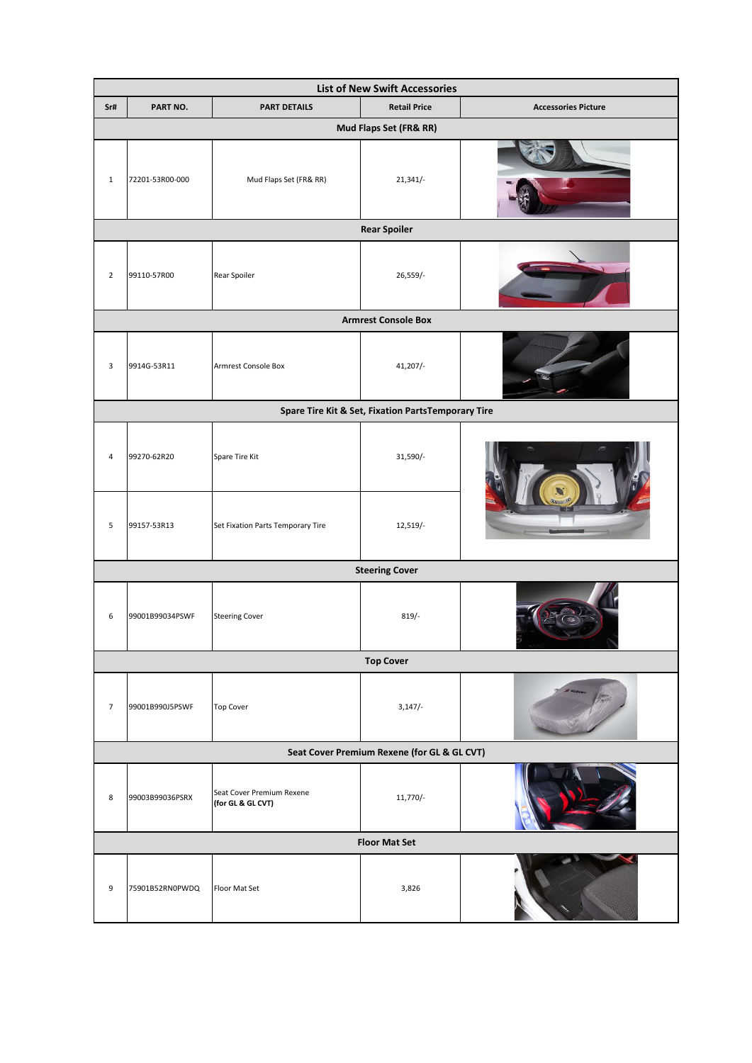| List of New Swift Accessories | | | | |
|---|---|---|---|---|
| **Sr#** | **PART NO.** | **PART DETAILS** | **Retail Price** | **Accessories Picture** |
| **Mud Flaps Set (FR& RR)** | | | | |
| 1 | 72201-53R00-000 | Mud Flaps Set (FR& RR) | 21,341/- | |
| **Rear Spoiler** | | | | |
| 2 | 99110-57R00 | Rear Spoiler | 26,559/- | |
| **Armrest Console Box** | | | | |
| 3 | 9914G-53R11 | Armrest Console Box | 41,207/- | |
| **Spare Tire Kit & Set, Fixation PartsTemporary Tire** | | | | |
| 4 | 99270-62R20 | Spare Tire Kit | 31,590/- | |
| 5 | 99157-53R13 | Set Fixation Parts Temporary Tire | 12,519/- | |
| **Steering Cover** | | | | |
| 6 | 99001B99034PSWF | Steering Cover | 819/- | |
| **Top Cover** | | | | |
| 7 | 99001B990J5PSWF | Top Cover | 3,147/- | |
| **Seat Cover Premium Rexene (for GL & GL CVT)** | | | | |
| 8 | 99003B99036PSRX | Seat Cover Premium Rexene **(for GL & GL CVT)** | 11,770/- | |
| **Floor Mat Set** | | | | |
| 9 | 75901B52RN0PWDQ | Floor Mat Set | 3,826 | |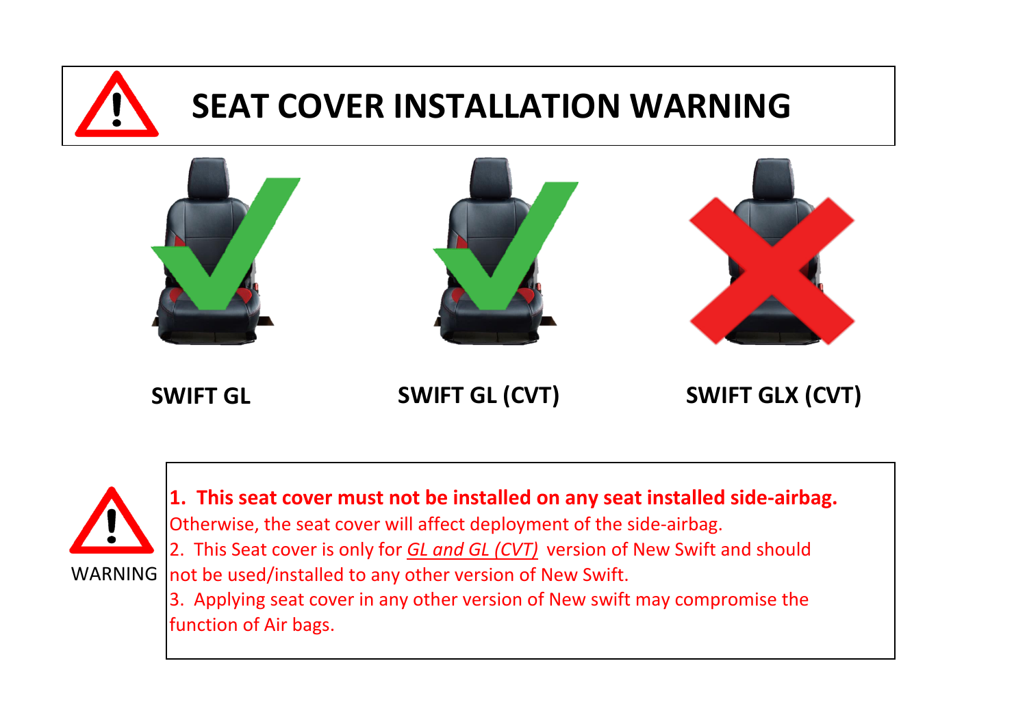# SEAT COVER INSTALLATION WARNING

**SWIFT GL**

**SWIFT GL (CVT)**

**SWIFT GLX (CVT)**

WARNING

**1. This seat cover must not be installed on any seat installed side-airbag.**
Otherwise, the seat cover will affect deployment of the side-airbag.

2. This Seat cover is only for *GL and GL (CVT)* version of New Swift and should not be used/installed to any other version of New Swift.

3. Applying seat cover in any other version of New swift may compromise the function of Air bags.